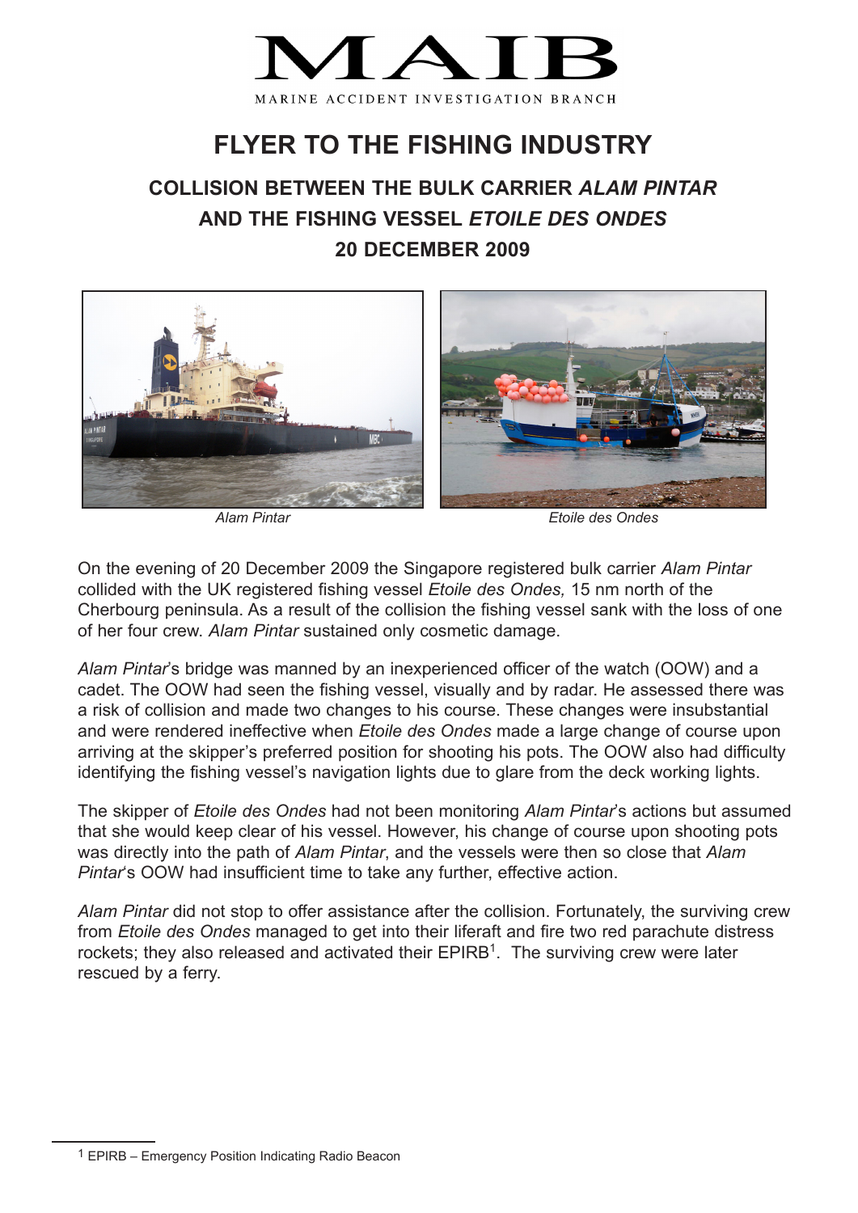MAIB

MARINE ACCIDENT INVESTIGATION BRANCH

# FLYER TO THE FISHING INDUSTRY

## COLLISION BETWEEN THE BULK CARRIER *ALAM PINTAR* AND THE FISHING VESSEL *ETOILE DES ONDES* 20 DECEMBER 2009

*Alam Pintar*

*Etoile des Ondes*

On the evening of 20 December 2009 the Singapore registered bulk carrier *Alam Pintar* collided with the UK registered fishing vessel *Etoile des Ondes,* 15 nm north of the Cherbourg peninsula. As a result of the collision the fishing vessel sank with the loss of one of her four crew. *Alam Pintar* sustained only cosmetic damage.

*Alam Pintar*'s bridge was manned by an inexperienced officer of the watch (OOW) and a cadet. The OOW had seen the fishing vessel, visually and by radar. He assessed there was a risk of collision and made two changes to his course. These changes were insubstantial and were rendered ineffective when *Etoile des Ondes* made a large change of course upon arriving at the skipper's preferred position for shooting his pots. The OOW also had difficulty identifying the fishing vessel's navigation lights due to glare from the deck working lights.

The skipper of *Etoile des Ondes* had not been monitoring *Alam Pintar*'s actions but assumed that she would keep clear of his vessel. However, his change of course upon shooting pots was directly into the path of *Alam Pintar*, and the vessels were then so close that *Alam Pintar*'s OOW had insufficient time to take any further, effective action.

*Alam Pintar* did not stop to offer assistance after the collision. Fortunately, the surviving crew from *Etoile des Ondes* managed to get into their liferaft and fire two red parachute distress rockets; they also released and activated their EPIRB[1]. The surviving crew were later rescued by a ferry.

[1] EPIRB – Emergency Position Indicating Radio Beacon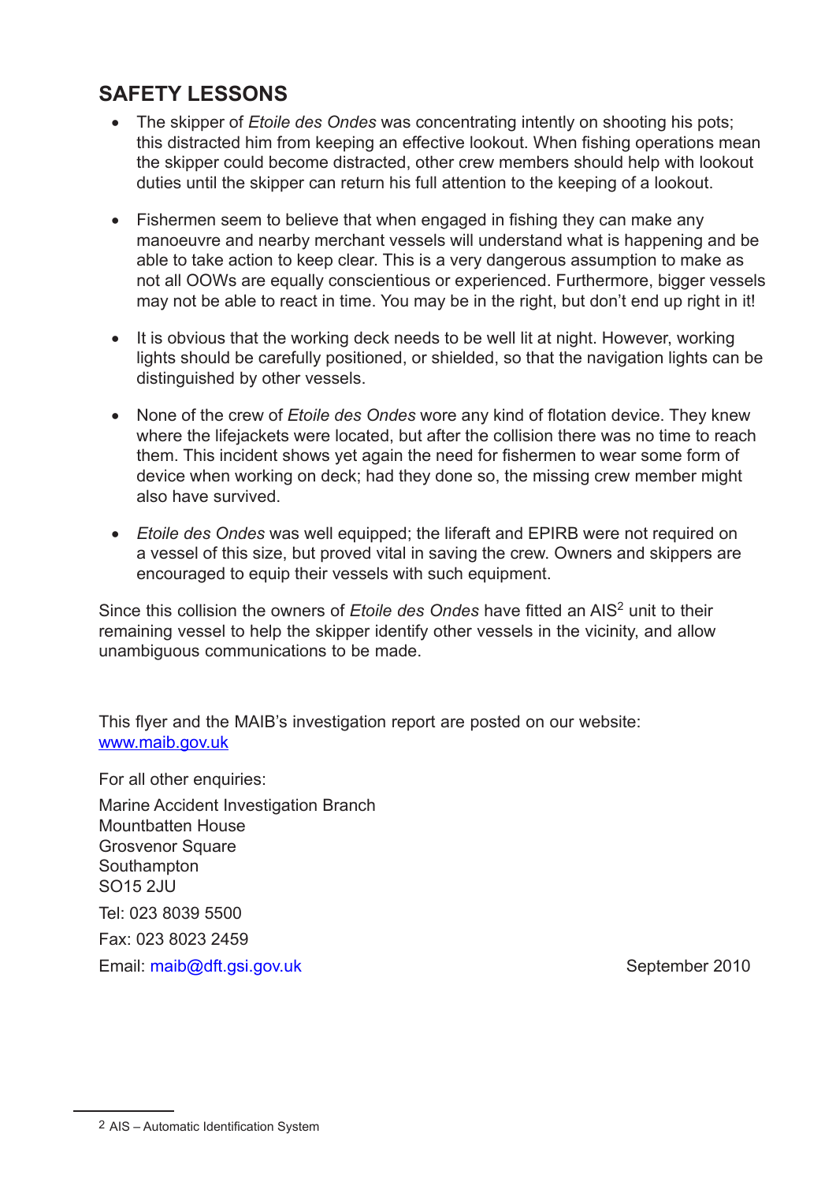## SAFETY LESSONS

- The skipper of *Etoile des Ondes* was concentrating intently on shooting his pots; this distracted him from keeping an effective lookout. When fishing operations mean the skipper could become distracted, other crew members should help with lookout duties until the skipper can return his full attention to the keeping of a lookout.

- Fishermen seem to believe that when engaged in fishing they can make any manoeuvre and nearby merchant vessels will understand what is happening and be able to take action to keep clear. This is a very dangerous assumption to make as not all OOWs are equally conscientious or experienced. Furthermore, bigger vessels may not be able to react in time. You may be in the right, but don't end up right in it!

- It is obvious that the working deck needs to be well lit at night. However, working lights should be carefully positioned, or shielded, so that the navigation lights can be distinguished by other vessels.

- None of the crew of *Etoile des Ondes* wore any kind of flotation device. They knew where the lifejackets were located, but after the collision there was no time to reach them. This incident shows yet again the need for fishermen to wear some form of device when working on deck; had they done so, the missing crew member might also have survived.

- *Etoile des Ondes* was well equipped; the liferaft and EPIRB were not required on a vessel of this size, but proved vital in saving the crew. Owners and skippers are encouraged to equip their vessels with such equipment.

Since this collision the owners of *Etoile des Ondes* have fitted an AIS[2] unit to their remaining vessel to help the skipper identify other vessels in the vicinity, and allow unambiguous communications to be made.

This flyer and the MAIB's investigation report are posted on our website: www.maib.gov.uk

For all other enquiries:

Marine Accident Investigation Branch
Mountbatten House
Grosvenor Square
Southampton
SO15 2JU

Tel: 023 8039 5500

Fax: 023 8023 2459

Email: maib@dft.gsi.gov.uk

September 2010

[2] AIS – Automatic Identification System